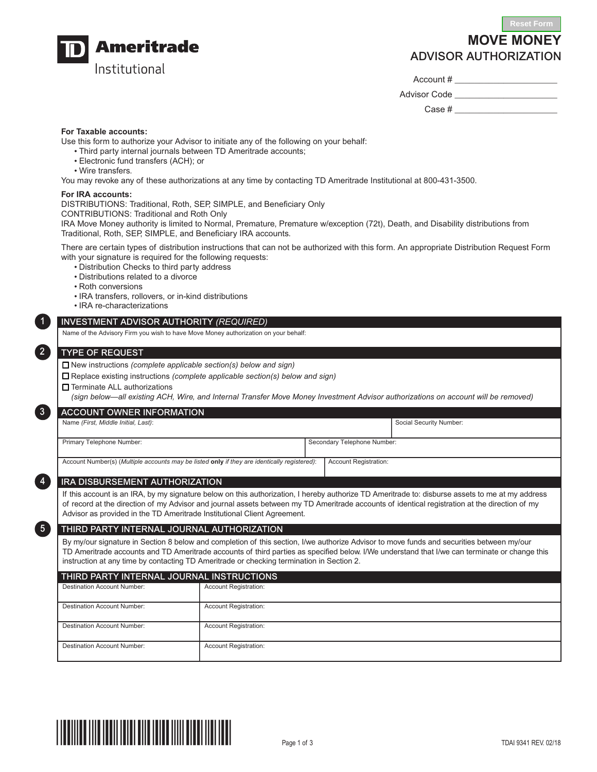TD Ameritrade Institutional

# MOVE MONEY
## ADVISOR AUTHORIZATION

Account # ____________________

Advisor Code ____________________

Case # ____________________

**For Taxable accounts:**
Use this form to authorize your Advisor to initiate any of the following on your behalf:

- Third party internal journals between TD Ameritrade accounts;
- Electronic fund transfers (ACH); or
- Wire transfers.

You may revoke any of these authorizations at any time by contacting TD Ameritrade Institutional at 800-431-3500.

**For IRA accounts:**
DISTRIBUTIONS: Traditional, Roth, SEP, SIMPLE, and Beneficiary Only
CONTRIBUTIONS: Traditional and Roth Only
IRA Move Money authority is limited to Normal, Premature, Premature w/exception (72t), Death, and Disability distributions from Traditional, Roth, SEP, SIMPLE, and Beneficiary IRA accounts.

There are certain types of distribution instructions that can not be authorized with this form. An appropriate Distribution Request Form with your signature is required for the following requests:

- Distribution Checks to third party address
- Distributions related to a divorce
- Roth conversions
- IRA transfers, rollovers, or in-kind distributions
- IRA re-characterizations

## 1 INVESTMENT ADVISOR AUTHORITY *(REQUIRED)*

Name of the Advisory Firm you wish to have Move Money authorization on your behalf:

## 2 TYPE OF REQUEST

☐ New instructions *(complete applicable section(s) below and sign)*
☐ Replace existing instructions *(complete applicable section(s) below and sign)*
☐ Terminate ALL authorizations
*(sign below—all existing ACH, Wire, and Internal Transfer Move Money Investment Advisor authorizations on account will be removed)*

## 3 ACCOUNT OWNER INFORMATION

| Name *(First, Middle Initial, Last)*: | Social Security Number: |
|---|---|
| Primary Telephone Number: | Secondary Telephone Number: |
| Account Number(s) (*Multiple accounts may be listed* **only** *if they are identically registered)*: | Account Registration: |

## 4 IRA DISBURSEMENT AUTHORIZATION

If this account is an IRA, by my signature below on this authorization, I hereby authorize TD Ameritrade to: disburse assets to me at my address of record at the direction of my Advisor and journal assets between my TD Ameritrade accounts of identical registration at the direction of my Advisor as provided in the TD Ameritrade Institutional Client Agreement.

## 5 THIRD PARTY INTERNAL JOURNAL AUTHORIZATION

By my/our signature in Section 8 below and completion of this section, I/we authorize Advisor to move funds and securities between my/our TD Ameritrade accounts and TD Ameritrade accounts of third parties as specified below. I/We understand that I/we can terminate or change this instruction at any time by contacting TD Ameritrade or checking termination in Section 2.

### THIRD PARTY INTERNAL JOURNAL INSTRUCTIONS

| Destination Account Number: | Account Registration: |
|---|---|
| Destination Account Number: | Account Registration: |
| Destination Account Number: | Account Registration: |
| Destination Account Number: | Account Registration: |

TDAI 9341 REV. 02/18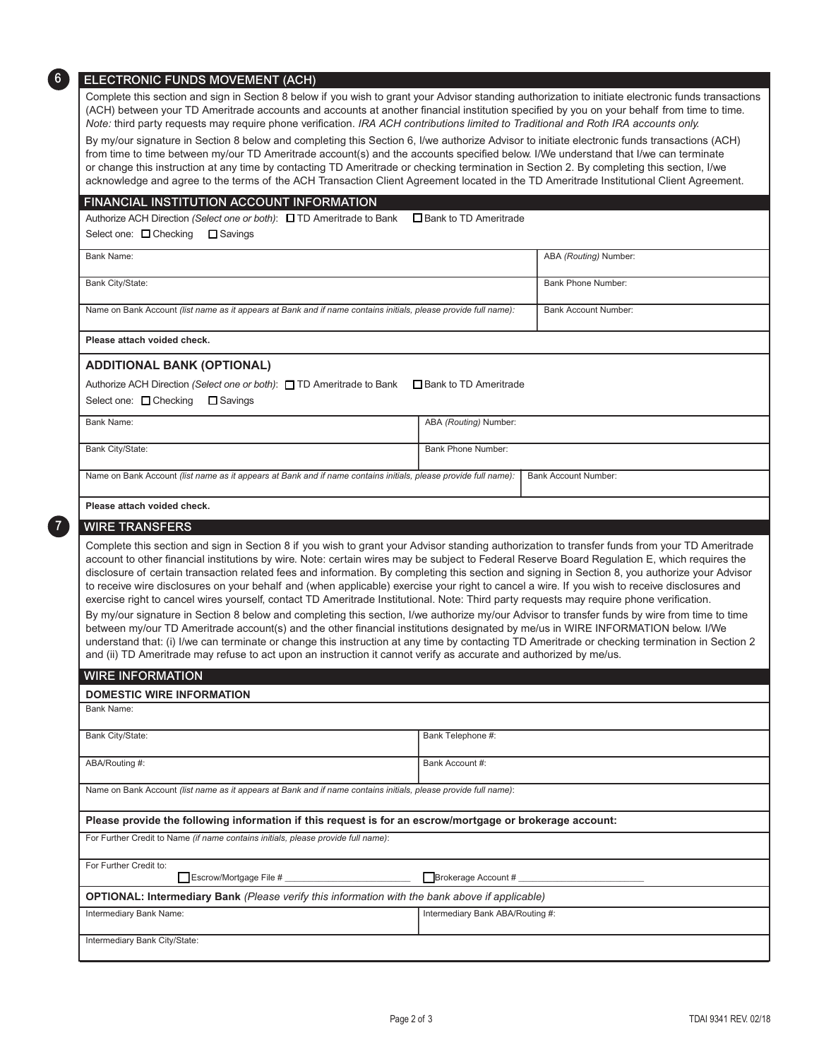## 6 ELECTRONIC FUNDS MOVEMENT (ACH)

Complete this section and sign in Section 8 below if you wish to grant your Advisor standing authorization to initiate electronic funds transactions (ACH) between your TD Ameritrade accounts and accounts at another financial institution specified by you on your behalf from time to time. *Note:* third party requests may require phone verification. *IRA ACH contributions limited to Traditional and Roth IRA accounts only.*

By my/our signature in Section 8 below and completing this Section 6, I/we authorize Advisor to initiate electronic funds transactions (ACH) from time to time between my/our TD Ameritrade account(s) and the accounts specified below. I/We understand that I/we can terminate or change this instruction at any time by contacting TD Ameritrade or checking termination in Section 2. By completing this section, I/we acknowledge and agree to the terms of the ACH Transaction Client Agreement located in the TD Ameritrade Institutional Client Agreement.

### FINANCIAL INSTITUTION ACCOUNT INFORMATION

Authorize ACH Direction *(Select one or both)*: ☐ TD Ameritrade to Bank ☐ Bank to TD Ameritrade

Select one: ☐ Checking ☐ Savings

| | |
|---|---|
| Bank Name: | ABA *(Routing)* Number: |
| Bank City/State: | Bank Phone Number: |
| Name on Bank Account *(list name as it appears at Bank and if name contains initials, please provide full name)*: | Bank Account Number: |

**Please attach voided check.**

### ADDITIONAL BANK (OPTIONAL)

Authorize ACH Direction *(Select one or both)*: ☐ TD Ameritrade to Bank ☐ Bank to TD Ameritrade

Select one: ☐ Checking ☐ Savings

| | |
|---|---|
| Bank Name: | ABA *(Routing)* Number: |
| Bank City/State: | Bank Phone Number: |
| Name on Bank Account *(list name as it appears at Bank and if name contains initials, please provide full name)*: | Bank Account Number: |

**Please attach voided check.**

## 7 WIRE TRANSFERS

Complete this section and sign in Section 8 if you wish to grant your Advisor standing authorization to transfer funds from your TD Ameritrade account to other financial institutions by wire. Note: certain wires may be subject to Federal Reserve Board Regulation E, which requires the disclosure of certain transaction related fees and information. By completing this section and signing in Section 8, you authorize your Advisor to receive wire disclosures on your behalf and (when applicable) exercise your right to cancel a wire. If you wish to receive disclosures and exercise right to cancel wires yourself, contact TD Ameritrade Institutional. Note: Third party requests may require phone verification.

By my/our signature in Section 8 below and completing this section, I/we authorize my/our Advisor to transfer funds by wire from time to time between my/our TD Ameritrade account(s) and the other financial institutions designated by me/us in WIRE INFORMATION below. I/We understand that: (i) I/we can terminate or change this instruction at any time by contacting TD Ameritrade or checking termination in Section 2 and (ii) TD Ameritrade may refuse to act upon an instruction it cannot verify as accurate and authorized by me/us.

### WIRE INFORMATION

**DOMESTIC WIRE INFORMATION**

| | |
|---|---|
| Bank Name: | |
| Bank City/State: | Bank Telephone #: |
| ABA/Routing #: | Bank Account #: |
| Name on Bank Account *(list name as it appears at Bank and if name contains initials, please provide full name)*: | |

**Please provide the following information if this request is for an escrow/mortgage or brokerage account:**

For Further Credit to Name *(if name contains initials, please provide full name)*:

For Further Credit to: ☐ Escrow/Mortgage File # ____________ ☐ Brokerage Account # ____________

**OPTIONAL: Intermediary Bank** *(Please verify this information with the bank above if applicable)*

| | |
|---|---|
| Intermediary Bank Name: | Intermediary Bank ABA/Routing #: |
| Intermediary Bank City/State: | |

TDAI 9341 REV. 02/18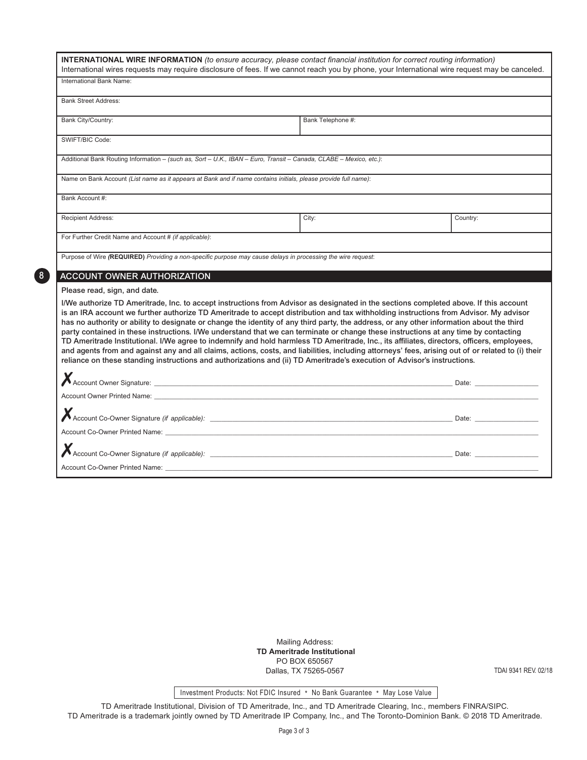**INTERNATIONAL WIRE INFORMATION** *(to ensure accuracy, please contact financial institution for correct routing information)*
International wires requests may require disclosure of fees. If we cannot reach you by phone, your International wire request may be canceled.

International Bank Name:

Bank Street Address:

Bank City/Country: | Bank Telephone #:

SWIFT/BIC Code:

Additional Bank Routing Information – *(such as, Sort – U.K., IBAN – Euro, Transit – Canada, CLABE – Mexico, etc.)*:

Name on Bank Account *(List name as it appears at Bank and if name contains initials, please provide full name)*:

Bank Account #:

Recipient Address: | City: | Country:

For Further Credit Name and Account # *(if applicable)*:

Purpose of Wire ***(*REQUIRED)** *Providing a non-specific purpose may cause delays in processing the wire request*:

## 8 ACCOUNT OWNER AUTHORIZATION

Please read, sign, and date.

I/We authorize TD Ameritrade, Inc. to accept instructions from Advisor as designated in the sections completed above. If this account is an IRA account we further authorize TD Ameritrade to accept distribution and tax withholding instructions from Advisor. My advisor has no authority or ability to designate or change the identity of any third party, the address, or any other information about the third party contained in these instructions. I/We understand that we can terminate or change these instructions at any time by contacting TD Ameritrade Institutional. I/We agree to indemnify and hold harmless TD Ameritrade, Inc., its affiliates, directors, officers, employees, and agents from and against any and all claims, actions, costs, and liabilities, including attorneys' fees, arising out of or related to (i) their reliance on these standing instructions and authorizations and (ii) TD Ameritrade's execution of Advisor's instructions.

✗ Account Owner Signature: ______________________________ Date: ____________

Account Owner Printed Name: ______________________________

✗ Account Co-Owner Signature *(if applicable)*: ______________________________ Date: ____________

Account Co-Owner Printed Name: ______________________________

✗ Account Co-Owner Signature *(if applicable)*: ______________________________ Date: ____________

Account Co-Owner Printed Name: ______________________________

Mailing Address:
**TD Ameritrade Institutional**
PO BOX 650567
Dallas, TX 75265-0567

TDAI 9341 REV. 02/18

Investment Products: Not FDIC Insured * No Bank Guarantee * May Lose Value

TD Ameritrade Institutional, Division of TD Ameritrade, Inc., and TD Ameritrade Clearing, Inc., members FINRA/SIPC.
TD Ameritrade is a trademark jointly owned by TD Ameritrade IP Company, Inc., and The Toronto-Dominion Bank. © 2018 TD Ameritrade.